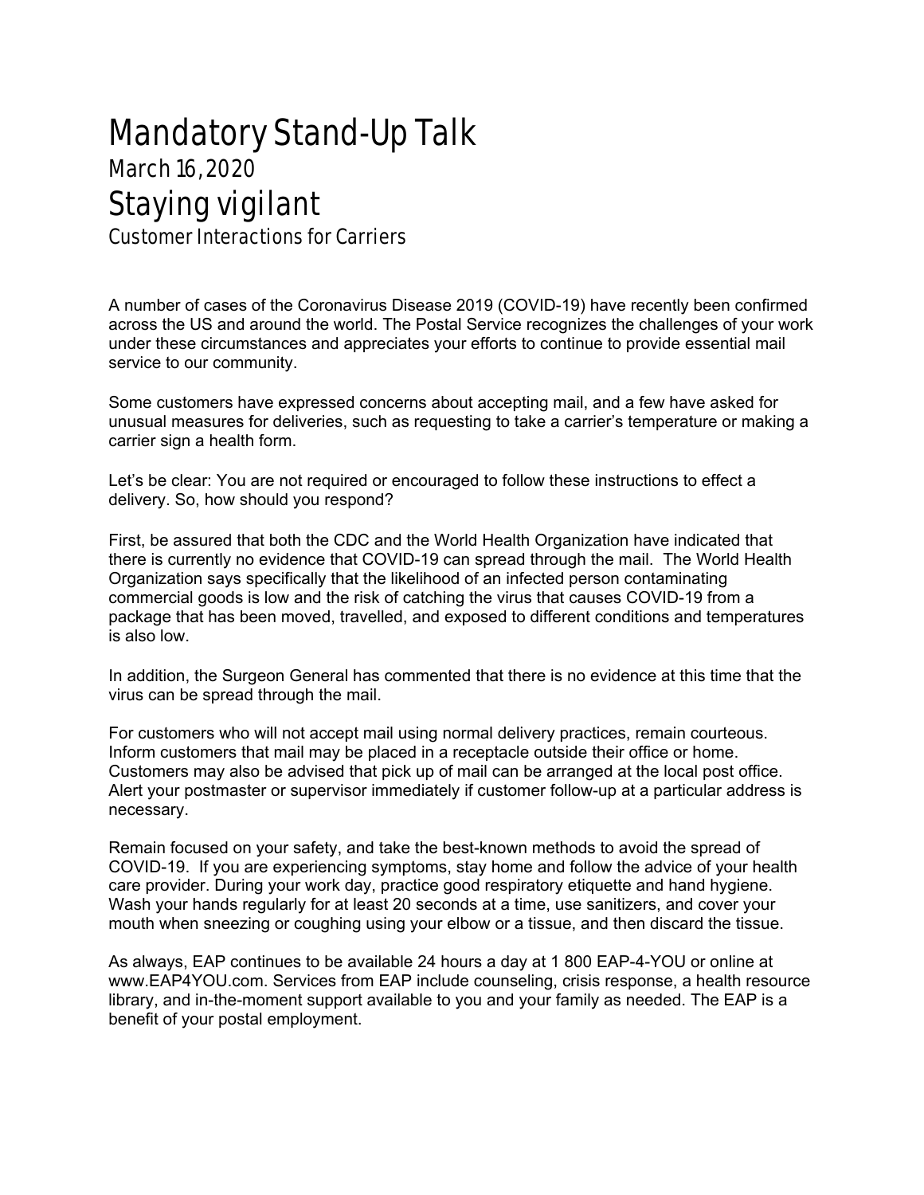# Mandatory Stand-Up Talk

March 16, 2020

## Staying vigilant

### Customer Interactions for Carriers

A number of cases of the Coronavirus Disease 2019 (COVID-19) have recently been confirmed across the US and around the world. The Postal Service recognizes the challenges of your work under these circumstances and appreciates your efforts to continue to provide essential mail service to our community.

Some customers have expressed concerns about accepting mail, and a few have asked for unusual measures for deliveries, such as requesting to take a carrier's temperature or making a carrier sign a health form.

Let's be clear: You are not required or encouraged to follow these instructions to effect a delivery. So, how should you respond?

First, be assured that both the CDC and the World Health Organization have indicated that there is currently no evidence that COVID-19 can spread through the mail. The World Health Organization says specifically that the likelihood of an infected person contaminating commercial goods is low and the risk of catching the virus that causes COVID-19 from a package that has been moved, travelled, and exposed to different conditions and temperatures is also low.

In addition, the Surgeon General has commented that there is no evidence at this time that the virus can be spread through the mail.

For customers who will not accept mail using normal delivery practices, remain courteous. Inform customers that mail may be placed in a receptacle outside their office or home. Customers may also be advised that pick up of mail can be arranged at the local post office. Alert your postmaster or supervisor immediately if customer follow-up at a particular address is necessary.

Remain focused on your safety, and take the best-known methods to avoid the spread of COVID-19. If you are experiencing symptoms, stay home and follow the advice of your health care provider. During your work day, practice good respiratory etiquette and hand hygiene. Wash your hands regularly for at least 20 seconds at a time, use sanitizers, and cover your mouth when sneezing or coughing using your elbow or a tissue, and then discard the tissue.

As always, EAP continues to be available 24 hours a day at 1 800 EAP-4-YOU or online at www.EAP4YOU.com. Services from EAP include counseling, crisis response, a health resource library, and in-the-moment support available to you and your family as needed. The EAP is a benefit of your postal employment.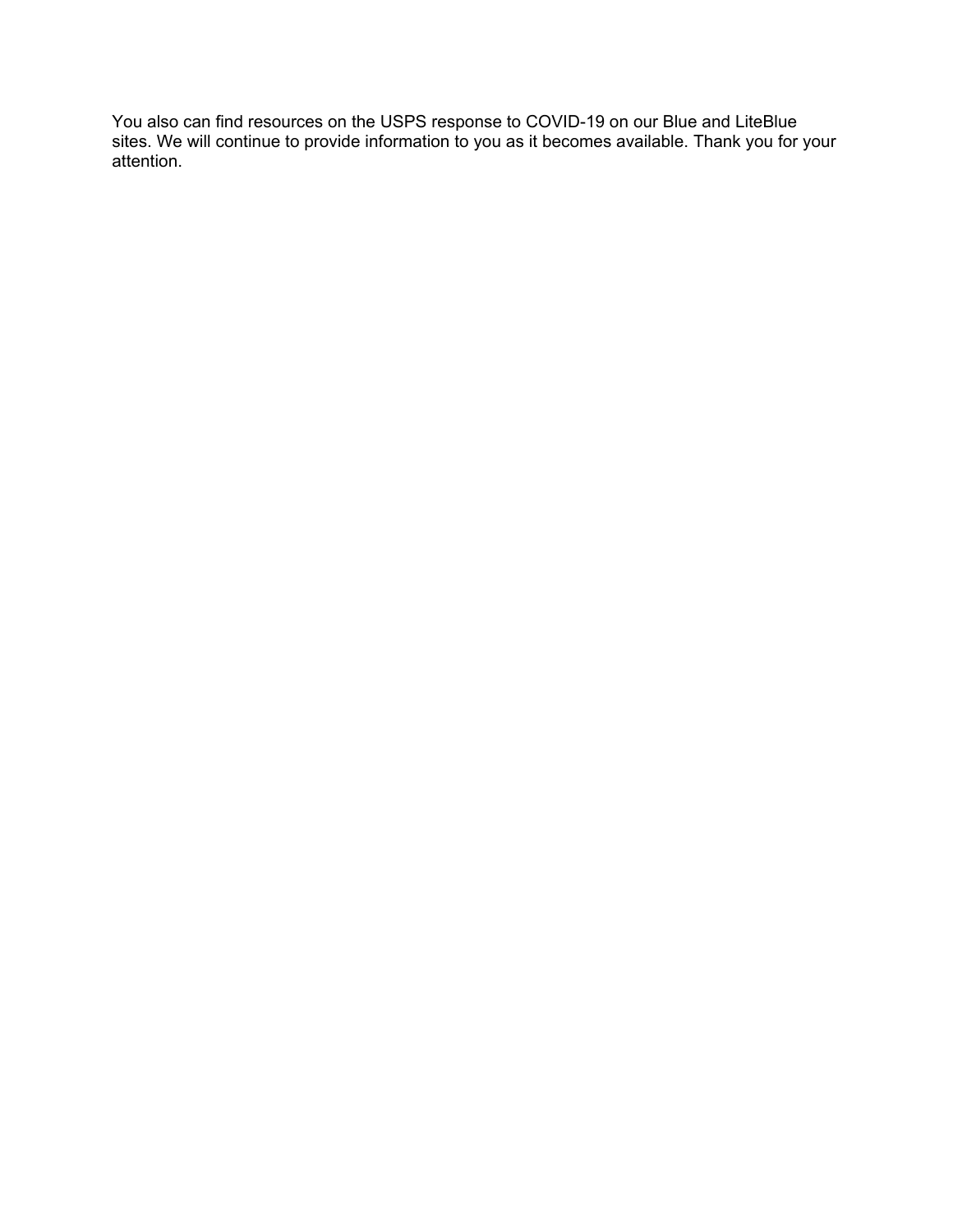You also can find resources on the USPS response to COVID-19 on our Blue and LiteBlue sites. We will continue to provide information to you as it becomes available. Thank you for your attention.